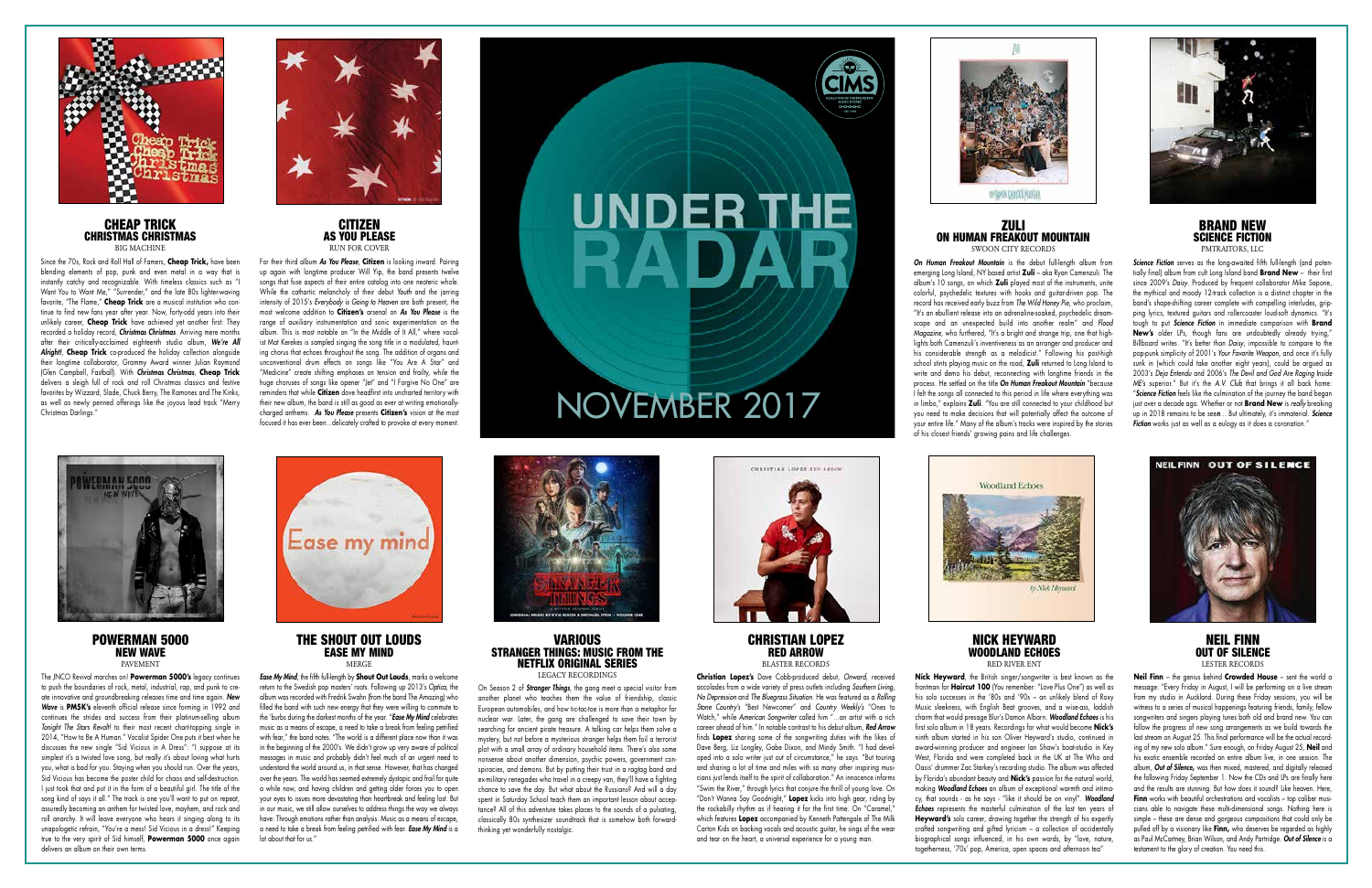# UNDER THE RADAR

## NOVEMBER 2017

CIMS COALITION OF INDEPENDENT MUSIC STORES

## CHEAP TRICK
### CHRISTMAS CHRISTMAS
BIG MACHINE

Since the 70s, Rock and Roll Hall of Famers, **Cheap Trick,** have been blending elements of pop, punk and even metal in a way that is instantly catchy and recognizable. With timeless classics such as "I Want You to Want Me," "Surrender," and the late 80s lighter-waving favorite, "The Flame," **Cheap Trick** are a musical institution who continue to find new fans year after year. Now, forty-odd years into their unlikely career, **Cheap Trick** have achieved yet another first: They recorded a holiday record, ***Christmas Christmas***. Arriving mere months after their critically-acclaimed eighteenth studio album, ***We're All Alright!***, **Cheap Trick** co-produced the holiday collection alongside their longtime collaborator, Grammy Award winner Julian Raymond (Glen Campbell, Fastball). With ***Christmas Christmas***, **Cheap Trick** delivers a sleigh full of rock and roll Christmas classics and festive favorites by Wizzard, Slade, Chuck Berry, The Ramones and The Kinks, as well as newly penned offerings like the joyous lead track "Merry Christmas Darlings."

## CITIZEN
### AS YOU PLEASE
RUN FOR COVER

For their third album ***As You Please***, **Citizen** is looking inward. Pairing up again with longtime producer Will Yip, the band presents twelve songs that fuse aspects of their entire catalog into one neoteric whole. While the cathartic melancholy of their debut *Youth* and the jarring intensity of 2015's *Everybody is Going to Heaven* are both present, the most welcome addition to **Citizen's** arsenal on ***As You Please*** is the range of auxiliary instrumentation and sonic experimentation on the album. This is most notable on "In the Middle of It All," where vocalist Mat Kerekes is sampled singing the song title in a modulated, haunting chorus that echoes throughout the song. The addition of organs and unconventional drum effects on songs like "You Are A Star" and "Medicine" create shifting emphases on tension and frailty, while the huge choruses of songs like opener "Jet" and "I Forgive No One" are reminders that while **Citizen** dove headfirst into uncharted territory with their new album, the band is still as good as ever at writing emotionally-charged anthems. ***As You Please*** presents **Citizen's** vision at the most focused it has ever been...delicately crafted to provoke at every moment.

## ZULI
### ON HUMAN FREAKOUT MOUNTAIN
SWOON CITY RECORDS

***On Human Freakout Mountain*** is the debut full-length album from emerging Long Island, NY based artist **Zuli** – aka Ryan Camenzuli. The album's 10 songs, on which **Zuli** played most of the instruments, unite colorful, psychedelic textures with hooks and guitar-driven pop. The record has received early buzz from *The Wild Honey Pie*, who proclaim, "It's an ebullient release into an adrenaline-soaked, psychedelic dreamscape and an unexpected build into another realm" and *Flood Magazine*, who furthered, "It's a bright and strange trip, one that highlights both Camenzuli's inventiveness as an arranger and producer and his considerable strength as a melodicist." Following his post-high school stints playing music on the road, **Zuli** returned to Long Island to write and demo his debut, reconnecting with longtime friends in the process. He settled on the title ***On Human Freakout Mountain*** "because I felt the songs all connected to this period in life where everything was in limbo," explains **Zuli**. "You are still connected to your childhood but you need to make decisions that will potentially affect the outcome of your entire life." Many of the album's tracks were inspired by the stories of his closest friends' growing pains and life challenges.

## BRAND NEW
### SCIENCE FICTION
PMTRAITORS, LLC

***Science Fiction*** serves as the long-awaited fifth full-length (and potentially final) album from cult Long Island band **Brand New** – their first since 2009's *Daisy*. Produced by frequent collaborator Mike Sapone, the mythical and moody 12-track collection is a distinct chapter in the band's shape-shifting career complete with compelling interludes, gripping lyrics, textured guitars and rollercoaster loud-soft dynamics. "It's tough to put ***Science Fiction*** in immediate comparison with **Brand New's** older LPs, though fans are undoubtedly already trying," Billboard writes. "It's better than *Daisy*, impossible to compare to the pop-punk simplicity of 2001's *Your Favorite Weapon*, and once it's fully sunk in (which could take another eight years), could be argued as 2003's *Deja Entendu* and 2006's *The Devil and God Are Raging Inside ME's* superior." But it's the *A.V. Club* that brings it all back home: "***Science Fiction*** feels like the culmination of the journey the band began just over a decade ago. Whether or not **Brand New** is *really* breaking up in 2018 remains to be seen... But ultimately, it's immaterial. ***Science Fiction*** works just as well as a eulogy as it does a coronation."

## POWERMAN 5000
### NEW WAVE
PAVEMENT

The JNCO Revival marches on! **Powerman 5000's** legacy continues to push the boundaries of rock, metal, industrial, rap, and punk to create innovative and groundbreaking releases time and time again. ***New Wave*** is **PM5K's** eleventh official release since forming in 1992 and continues the strides and success from their platinum-selling album *Tonight The Stars Revolt!* to their most recent chart-topping single in 2014, "How to Be A Human." Vocalist Spider One puts it best when he discusses the new single "Sid Vicious in A Dress": "I suppose at its simplest it's a twisted love song, but really it's about loving what hurts you, what is bad for you. Staying when you should run. Over the years, Sid Vicious has become the poster child for chaos and self-destruction. I just took that and put it in the form of a beautiful girl. The title of the song kind of says it all." The track is one you'll want to put on repeat, assuredly becoming an anthem for twisted love, mayhem, and rock and roll anarchy. It will leave everyone who hears it singing along to its unapologetic refrain, "You're a mess! Sid Vicious in a dress!" Keeping true to the very spirit of Sid himself, **Powerman 5000** once again delivers an album on their own terms.

## THE SHOUT OUT LOUDS
### EASE MY MIND
MERGE

***Ease My Mind***, the fifth full-length by **Shout Out Louds**, marks a welcome return to the Swedish pop masters' roots. Following up 2013's *Optica*, the album was recorded with Fredrik Swahn (from the band The Amazing) who filled the band with such new energy that they were willing to commute to the 'burbs during the darkest months of the year. "***Ease My Mind*** celebrates music as a means of escape, a need to take a break from feeling petrified with fear," the band notes. "The world is a different place now than it was in the beginning of the 2000's. We didn't grow up very aware of political messages in music and probably didn't feel much of an urgent need to understand the world around us, in that sense. However, that has changed over the years. The world has seemed extremely dystopic and frail for quite a while now, and having children and getting older forces you to open your eyes to issues more devastating than heartbreak and feeling lost. But in our music, we still allow ourselves to address things the way we always have: Through emotions rather than analysis. Music as a means of escape, a need to take a break from feeling petrified with fear. ***Ease My Mind*** is a lot about that for us."

## VARIOUS
### STRANGER THINGS: MUSIC FROM THE NETFLIX ORIGINAL SERIES
LEGACY RECORDINGS

On Season 2 of ***Stranger Things***, the gang meet a special visitor from another planet who teaches them the value of friendship, classic European automobiles, and how tic-tac-toe is more than a metaphor for nuclear war. Later, the gang are challenged to save their town by searching for ancient pirate treasure. A talking car helps them solve a mystery, but not before a mysterious stranger helps them foil a terrorist plot with a small array of ordinary household items. There's also some nonsense about another dimension, psychic powers, government conspiracies, and demons. But by putting their trust in a ragtag band and ex-military renegades who travel in a creepy van, they'll have a fighting chance to save the day. But what about the Russians? And will a day spent in Saturday School teach them an important lesson about acceptance? All of this adventure takes places to the sounds of a pulsating, classically 80s synthesizer soundtrack that is somehow both forward-thinking yet wonderfully nostalgic.

## CHRISTIAN LOPEZ
### RED ARROW
BLASTER RECORDS

**Christian Lopez's** Dave Cobb-produced debut, *Onward*, received accolades from a wide variety of press outlets including *Southern Living*, *No Depression* and *The Bluegrass Situation*. He was featured as a *Rolling Stone Country's* "Best Newcomer" and *Country Weekly's* "Ones to Watch," while *American Songwriter* called him "...an artist with a rich career ahead of him." In notable contrast to his debut album, ***Red Arrow*** finds **Lopez** sharing some of the songwriting duties with the likes of Dave Berg, Liz Longley, Gabe Dixon, and Mindy Smith. "I had developed into a solo writer just out of circumstance," he says. "But touring and sharing a lot of time and miles with so many other inspiring musicians just lends itself to the spirit of collaboration." An innocence informs "Swim the River," through lyrics that conjure the thrill of young love. On "Don't Wanna Say Goodnight," **Lopez** kicks into high gear, riding by the rockabilly rhythm as if hearing it for the first time. On "Caramel," which features **Lopez** accompanied by Kenneth Pattengale of The Milk Carton Kids on backing vocals and acoustic guitar, he sings of the wear and tear on the heart, a universal experience for a young man.

## NICK HEYWARD
### WOODLAND ECHOES
RED RIVER ENT

**Nick Heyward**, the British singer/songwriter is best known as the frontman for **Haircut 100** (You remember: "Love Plus One") as well as his solo successes in the '80s and '90s – an unlikely blend of Roxy Music sleekness, with English Beat grooves, and a wise-ass, laddish charm that would presage Blur's Damon Albarn. ***Woodland Echoes*** is his first solo album in 18 years. Recordings for what would become **Nick's** ninth album started in his son Oliver Heyward's studio, continued in award-winning producer and engineer Ian Shaw's boat-studio in Key West, Florida and were completed back in the UK at The Who and Oasis' drummer Zac Starkey's recording studio. The album was affected by Florida's abundant beauty and **Nick's** passion for the natural world, making ***Woodland Echoes*** an album of exceptional warmth and intimacy, that sounds - as he says - "like it should be on vinyl". ***Woodland Echoes*** represents the masterful culmination of the last ten years of **Heyward's** solo career, drawing together the strength of his expertly crafted songwriting and gifted lyricism – a collection of accidentally biographical songs influenced, in his own words, by "love, nature, togetherness, '70s' pop, America, open spaces and afternoon tea"

## NEIL FINN
### OUT OF SILENCE
LESTER RECORDS

**Neil Finn** – the genius behind **Crowded House** – sent the world a message: "Every Friday in August, I will be performing on a live stream from my studio in Auckland. During these Friday sessions, you will be witness to a series of musical happenings featuring friends, family, fellow songwriters and singers playing tunes both old and brand new. You can follow the progress of new song arrangements as we build towards the last stream on August 25. This final performance will be the actual recording of my new solo album." Sure enough, on Friday August 25, **Neil** and his exotic ensemble recorded an entire album live, in one session. The album, ***Out of Silence***, was then mixed, mastered, and digitally released the following Friday September 1. Now the CDs and LPs are finally here and the results are stunning. But how does it sound? Like heaven. Here, **Finn** works with beautiful orchestrations and vocalists – top caliber musicians able to navigate these multi-dimensional songs. Nothing here is simple – these are dense and gorgeous compositions that could only be pulled off by a visionary like **Finn,** who deserves be regarded as highly as Paul McCartney, Brian Wilson, and Andy Partridge. ***Out of Silence*** is a testament to the glory of creation. You need this.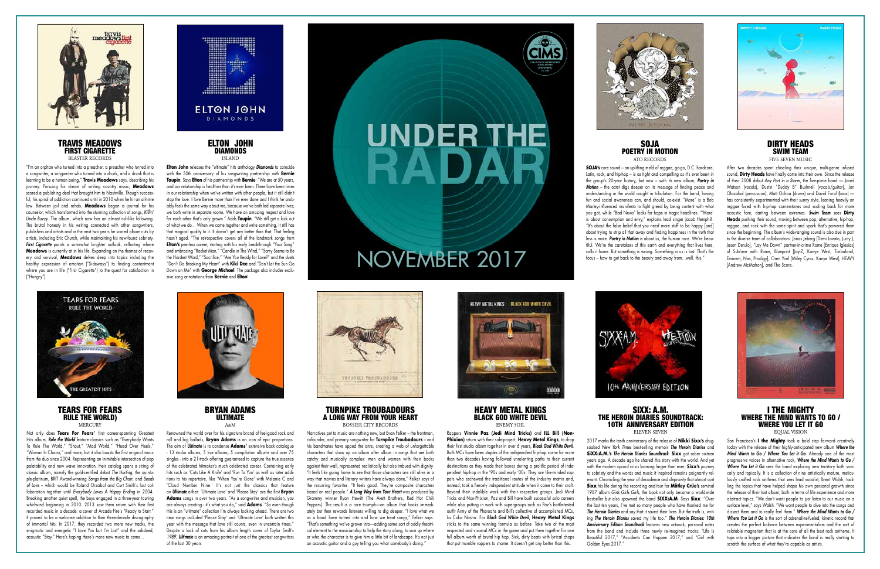# UNDER THE RADAR

## NOVEMBER 2017

## TRAVIS MEADOWS
### FIRST CIGARETTE
BLASTER RECORDS

"I'm an orphan who turned into a preacher, a preacher who turned into a songwriter, a songwriter who turned into a drunk, and a drunk that is learning to be a human being," **Travis Meadows** says, describing his journey. Pursuing his dream of writing country music, **Meadows** scored a publishing deal that brought him to Nashville. Though successful, his spiral of addiction continued until in 2010 when he hit an all-time low. Between jail and rehab, **Meadows** began a journal for his counselor, which transformed into the stunning collection of songs, *Killin' Uncle Buzzy*. The album, which now has an almost cult-like following. The brutal honesty in his writing connected with other songwriters, publishers and artists and in the next two years he scored album cuts by artists, including Eric Church, while maintaining his new-found sobriety. ***First Cigarette*** paints a somewhat brighter outlook, reflecting where **Meadows** is currently at in his life. Expanding on the themes of recovery and survival, **Meadows** delves deep into topics including the healthy expression of emotion ("Sideways") to finding contentment where you are in life ("First Cigarette") to the quest for satisfaction in ("Hungry").

## ELTON JOHN
### DIAMONDS
ISLAND

**Elton John** releases the "ultimate" hits anthology ***Diamonds*** to coincide with the 50th anniversary of his songwriting partnership with **Bernie Taupin**. Says **Elton** of his partnership with **Bernie**: "We are at 50 years, and our relationship is healthier than it's ever been. There have been times in our relationship when we've written with other people, but it still didn't stop the love. I love Bernie more than I've ever done and I think he probably feels the same way about me, because we've both led separate lives; we both write in separate rooms. We have an amazing respect and love for each other that's only grown." Adds **Taupin**: "We still get a kick out of what we do… When we come together and write something, it still has that magical quality to it. It doesn't get any better than that. That feeling hasn't aged. "The retrospective covers all of the landmark songs from **Elton's** peerless career, starting with his early breakthrough "Your Song" and embracing "Rocket Man," "Candle in The Wind," "Sorry Seems to Be the Hardest Word," "Sacrifice," "Are You Ready for Love?" and the duets "Don't Go Breaking My Heart" with **Kiki Dee** and "Don't Let the Sun Go Down on Me" with **George Michael**. The package also includes exclusive song annotations from **Bernie** and **Elton**!

## SOJA
### POETRY IN MOTION
ATO RECORDS

**SOJA's** core sound – an uplifting meld of reggae, go-go, D.C. hardcore, Latin, rock, and hip-hop – is as tight and compelling as it's ever been in the group's 20-year history, but now – with its new album, ***Poetry in Motion*** – the octet digs deeper on its message of finding peace and understanding in the world caught in tribulation. For the band, having fun and social awareness can, and should, co-exist. "More" is a Bob Marley-influenced manifesto to fight greed by being content with what you got, while "Bad News" looks for hope in tragic headlines. "'More' is about consumption and envy," explains lead singer Jacob Hemphill. "It's about the false belief that you need more stuff to be happy [and] about trying to strip all that away and finding happiness in the truth that less is more. ***Poetry in Motion*** is about us, the human race. We're beautiful. We're the caretakers of this earth and everything that lives here, calls it home. But something is wrong. Something in us is lost. That's the focus – how to get back to the beauty and away from…well, this."

## DIRTY HEADS
### SWIM TEAM
FIVE SEVEN MUSIC

After two decades spent chiseling their unique, multi-genre infused sound, **Dirty Heads** have finally come into their own. Since the release of their 2008 debut *Any Port in a Storm*, the five-piece band — Jared Watson (vocals), Dustin "Duddy B" Bushnell (vocals/guitar), Jon Olazabal (percussion), Matt Ochoa (drums) and David Foral (bass) — has consistently experimented with their sunny style, leaning heavily on reggae fused with hip-hop cornerstones and scaling back for more acoustic fare, darting between extremes. ***Swim Team*** sees **Dirty Heads** pushing their sound, moving between pop, alternative, hip-hop, reggae, and rock with the same spirit and spark that's powered them since the beginning. The album's wide-ranging sound is also due in part to the diverse team of collaborators: Jonas Jeberg (Demi Lovato, Juicy J, Jason Derulo), "Lay Me Down" partner-in-crime Rome (Enrique Iglesias) of Sublime with Rome, Blueprint (Jay-Z, Kanye West, Timbaland, Eminem, Nas, Prodigy), Oren Yoel (Miley Cyrus, Kanye West), HEAVY (Andrew McMahon), and The Score.

## TEARS FOR FEARS
### RULE THE WORLD)
MERCURY

Not only does **Tears For Fears'** first career-spanning Greatest Hits album, ***Rule the World*** feature classics such as "Everybody Wants To Rule The World," "Shout," "Mad World," "Head Over Heels," "Woman In Chains," and more, but it also boasts the first original music from the duo since 2004. Representing an inimitable intersection of pop palatability and new wave innovation, their catalog spans a string of classic album, namely the gold-certified debut *The Hurting*, the quintuple-platinum, BRIT Award-winning *Songs from the Big Chair*, and *Seeds of Love* – which would be Roland Orzabal and Curt Smith's last collaboration together until *Everybody Loves A Happy Ending* in 2004. Breaking another quiet spell, the boys engaged in a three-year touring whirlwind beginning in 2010. 2013 saw them return with their first recorded music in a decade: a cover of Arcade Fire's "Ready to Start." It proved to be a welcome addition to their three-decade discography of immortal hits. In 2017, they recorded two more new tracks, the enigmatic and energetic "I Love You but I'm Lost" and the subdued, acoustic "Stay." Here's hoping there's more new music to come…

## BRYAN ADAMS
### ULTIMATE
A&M

Renowned the world over for his signature brand of feel-good rock and roll and big ballads, **Bryan Adams** is an icon of epic proportions. The aim of ***Ultimate*** is to condense **Adams'** extensive back catalogue - 13 studio albums, 5 live albums, 5 compilation albums and over 75 singles - into a 21-track offering guaranteed to capture the true essence of the celebrated hitmaker's much celebrated career. Containing early hits such as 'Cuts Like A Knife' and 'Run To You' as well as later additions to his repertoire, like 'When You're Gone' with Melanie C and 'Cloud Number Nine.' It's not just the classics that feature on ***Ultimate*** either. 'Ultimate Love' and 'Please Stay' are the first **Bryan Adams** songs in over two years. "As a songwriter and musician, you are always creating - it's what you do," said **Adams**. "So even though this is an "ultimate" collection I'm always looking ahead. There are two new songs included 'Please Stay' and 'Ultimate Love' both written this year with the message that love still counts, even in uncertain times." Despite a lack of cuts from his album length cover of Taylor Swift's *1989*, ***Ultimate*** is an amazing portrait of one of the greatest songwriters of the last 30 years.

## TURNPIKE TROUBADOURS
### A LONG WAY FROM YOUR HEART
BOSSIER CITY RECORDS

Narratives put to music are nothing new, but Evan Felker – the frontman, cofounder, and primary songwriter for **Turnpike Troubadours** – and his bandmates have upped the ante, creating a web of unforgettable characters that show up on album after album in songs that are both catchy and musically complex: men and women with their backs against their wall, represented realistically but also imbued with dignity. "It feels like going home to see that those characters are still alive in a way that movies and literary writers have always done," Felker says of the recurring favorites. "It feels good. They're composite characters based on real people." ***A Long Way from Your Heart*** was produced by Grammy winner Ryan Hewitt (The Avett Brothers, Red Hot Chili Peppers). The result is a rare triumph—an album that hooks immediately but then rewards listeners willing to dig deeper. "I love what we as a band have turned into and how we treat songs," Felker says. "That's something we've grown into—adding some sort of oddly theatrical element to the musicianship to help the story along, to sum up where or who the character is to give him a little bit of landscape. It's not just an acoustic guitar and a guy telling you what somebody's doing."

## HEAVY METAL KINGS
### BLACK GOD WHITE DEVIL
ENEMY SOIL

Rappers **Vinnie Paz (Jedi Mind Tricks)** and **ILL Bill (Non-Phixion)** return with their side-project, **Heavy Metal Kings**, to drop their first studio album together in over 6 years, ***Black God White Devil***. Both MCs have been staples of the independent hip-hop scene for more than two decades having followed unrelenting paths to their current destinations as they made their bones during a prolific period of independent hip-hop in the '90s and early '00s. They are like-minded rappers who eschewed the traditional routes of the industry matrix and, instead, took a fiercely independent attitude when it came to their craft. Beyond their indelible work with their respective groups, Jedi Mind Tricks and Non-Phixion, Paz and Bill have built successful solo careers while also putting in work with supergroups such as Paz's battle-tested outfit Army of the Pharaohs and Bill's collective of accomplished MCs, La Coka Nostra. For ***Black God White Devil***, **Heavy Metal Kings** sticks to the same winning formula as before: Take two of the most respected and visceral MCs in the game and put them together for one full album worth of brutal hip hop. Sick, dirty beats with lyrical chops that put mumble rappers to shame. It doesn't get any better than this.

## SIXX: A.M.
### THE HEROIN DIARIES SOUNDTRACK: 10TH ANNIVERSARY EDITION
ELEVEN SEVEN

2017 marks the tenth anniversary of the release of **Nikki Sixx's** drug-soaked *New York Times* best-selling memoir ***The Heroin Diaries*** and **SIXX:A.M.'s** ***The Heroin Diaries Soundtrack***. **Sixx** got sober sixteen years ago. A decade ago he shared this story with the world. And yet with the modern opioid crisis looming larger than ever, **Sixx's** journey to sobriety and the words and music it inspired remains poignantly relevant. Chronicling the year of decadence and depravity that almost cost **Sixx** his life during the recording and tour for **Mötley Crüe's** seminal 1987 album *Girls Girls Girls*, the book not only became a worldwide bestseller but also spawned the band **SIXX:A.M.** Says **Sixx**: "Over the last ten years, I've met so many people who have thanked me for ***The Heroin Diaries*** and say that it saved their lives. But the truth is, writing ***The Heroin Diaries*** saved my life too." ***The Heroin Diaries: 10th Anniversary Edition Soundtrack*** features new artwork, personal notes from the band and include three newly re-imagined tracks: "Life Is Beautiful 2017," "Accidents Can Happen 2017," and "Girl with Golden Eyes 2017."

## I THE MIGHTY
### WHERE THE MIND WANTS TO GO / WHERE YOU LET IT GO
EQUAL VISION

San Francisco's **I the Mighty** took a bold step forward creatively today with the release of their highly-anticipated new album ***Where the Mind Wants to Go / Where You Let it Go***. Already one of the most progressive voices in alternative rock, ***Where the Mind Wants to Go / Where You Let it Go*** sees the band exploring new territory both sonically and topically. It is a collection of nine artistically mature, meticulously crafted rock anthems that sees lead vocalist, Brent Walsh, tackling the topics that have helped shape his own personal growth since the release of their last album, both in terms of life experience and more abstract topics. "We don't want people to just listen to our music on a surface level," says Walsh. "We want people to dive into the songs and dissect them and to really feel them." ***Where the Mind Wants to Go / Where You Let it Go*** is the sort of adrenaline-fueled, kinetic record that creates the perfect balance between experimentalism and the sort of relatable magnetism that is at the core of all the best rock anthems. It taps into a bigger picture that indicates the band is really starting to scratch the surface of what they're capable as artists.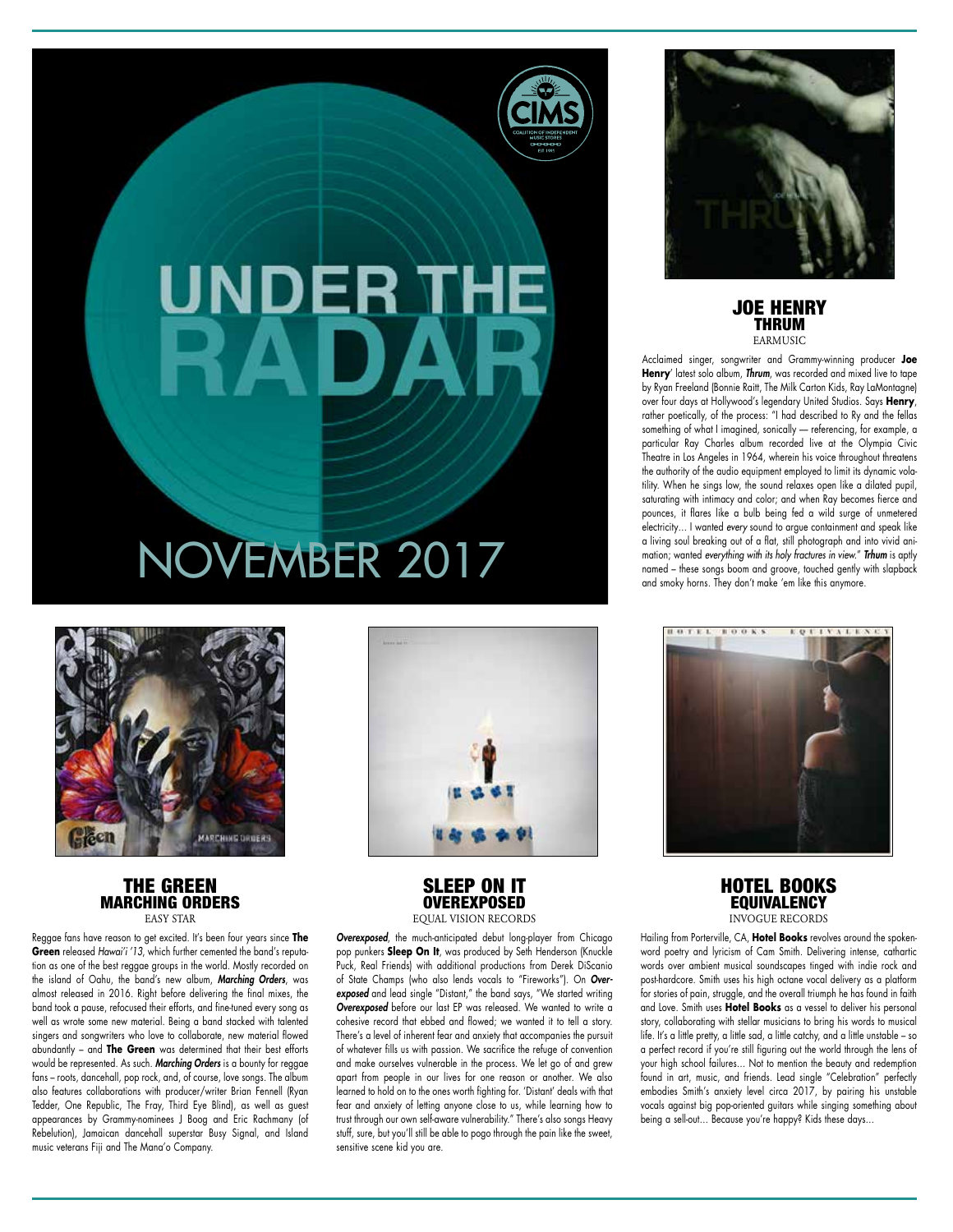# UNDER THE RADAR

# NOVEMBER 2017

## JOE HENRY
### THRUM
EARMUSIC

Acclaimed singer, songwriter and Grammy-winning producer **Joe Henry**' latest solo album, ***Thrum***, was recorded and mixed live to tape by Ryan Freeland (Bonnie Raitt, The Milk Carton Kids, Ray LaMontagne) over four days at Hollywood's legendary United Studios. Says **Henry**, rather poetically, of the process: "I had described to Ry and the fellas something of what I imagined, sonically — referencing, for example, a particular Ray Charles album recorded live at the Olympia Civic Theatre in Los Angeles in 1964, wherein his voice throughout threatens the authority of the audio equipment employed to limit its dynamic volatility. When he sings low, the sound relaxes open like a dilated pupil, saturating with intimacy and color; and when Ray becomes fierce and pounces, it flares like a bulb being fed a wild surge of unmetered electricity... I wanted *every* sound to argue containment and speak like a living soul breaking out of a flat, still photograph and into vivid animation; wanted *everything with its holy fractures in view.*" ***Trhum*** is aptly named – these songs boom and groove, touched gently with slapback and smoky horns. They don't make 'em like this anymore.

## THE GREEN
### MARCHING ORDERS
EASY STAR

Reggae fans have reason to get excited. It's been four years since **The Green** released *Hawai'i '13*, which further cemented the band's reputation as one of the best reggae groups in the world. Mostly recorded on the island of Oahu, the band's new album, ***Marching Orders***, was almost released in 2016. Right before delivering the final mixes, the band took a pause, refocused their efforts, and fine-tuned every song as well as wrote some new material. Being a band stacked with talented singers and songwriters who love to collaborate, new material flowed abundantly – and **The Green** was determined that their best efforts would be represented. As such, ***Marching Orders*** is a bounty for reggae fans – roots, dancehall, pop rock, and, of course, love songs. The album also features collaborations with producer/writer Brian Fennell (Ryan Tedder, One Republic, The Fray, Third Eye Blind), as well as guest appearances by Grammy-nominees J Boog and Eric Rachmany (of Rebelution), Jamaican dancehall superstar Busy Signal, and Island music veterans Fiji and The Mana'o Company.

## SLEEP ON IT
### OVEREXPOSED
EQUAL VISION RECORDS

***Overexposed***, the much-anticipated debut long-player from Chicago pop punkers **Sleep On It**, was produced by Seth Henderson (Knuckle Puck, Real Friends) with additional productions from Derek DiScanio of State Champs (who also lends vocals to "Fireworks"). On ***Overexposed*** and lead single "Distant," the band says, "We started writing ***Overexposed*** before our last EP was released. We wanted to write a cohesive record that ebbed and flowed; we wanted it to tell a story. There's a level of inherent fear and anxiety that accompanies the pursuit of whatever fills us with passion. We sacrifice the refuge of convention and make ourselves vulnerable in the process. We let go of and grew apart from people in our lives for one reason or another. We also learned to hold on to the ones worth fighting for. 'Distant' deals with that fear and anxiety of letting anyone close to us, while learning how to trust through our own self-aware vulnerability." There's also songs Heavy stuff, sure, but you'll still be able to pogo through the pain like the sweet, sensitive scene kid you are.

## HOTEL BOOKS
### EQUIVALENCY
INVOGUE RECORDS

Hailing from Porterville, CA, **Hotel Books** revolves around the spoken-word poetry and lyricism of Cam Smith. Delivering intense, cathartic words over ambient musical soundscapes tinged with indie rock and post-hardcore. Smith uses his high octane vocal delivery as a platform for stories of pain, struggle, and the overall triumph he has found in faith and Love. Smith uses **Hotel Books** as a vessel to deliver his personal story, collaborating with stellar musicians to bring his words to musical life. It's a little pretty, a little sad, a little catchy, and a little unstable – so a perfect record if you're still figuring out the world through the lens of your high school failures... Not to mention the beauty and redemption found in art, music, and friends. Lead single "Celebration" perfectly embodies Smith's anxiety level circa 2017, by pairing his unstable vocals against big pop-oriented guitars while singing something about being a sell-out... Because you're happy? Kids these days...